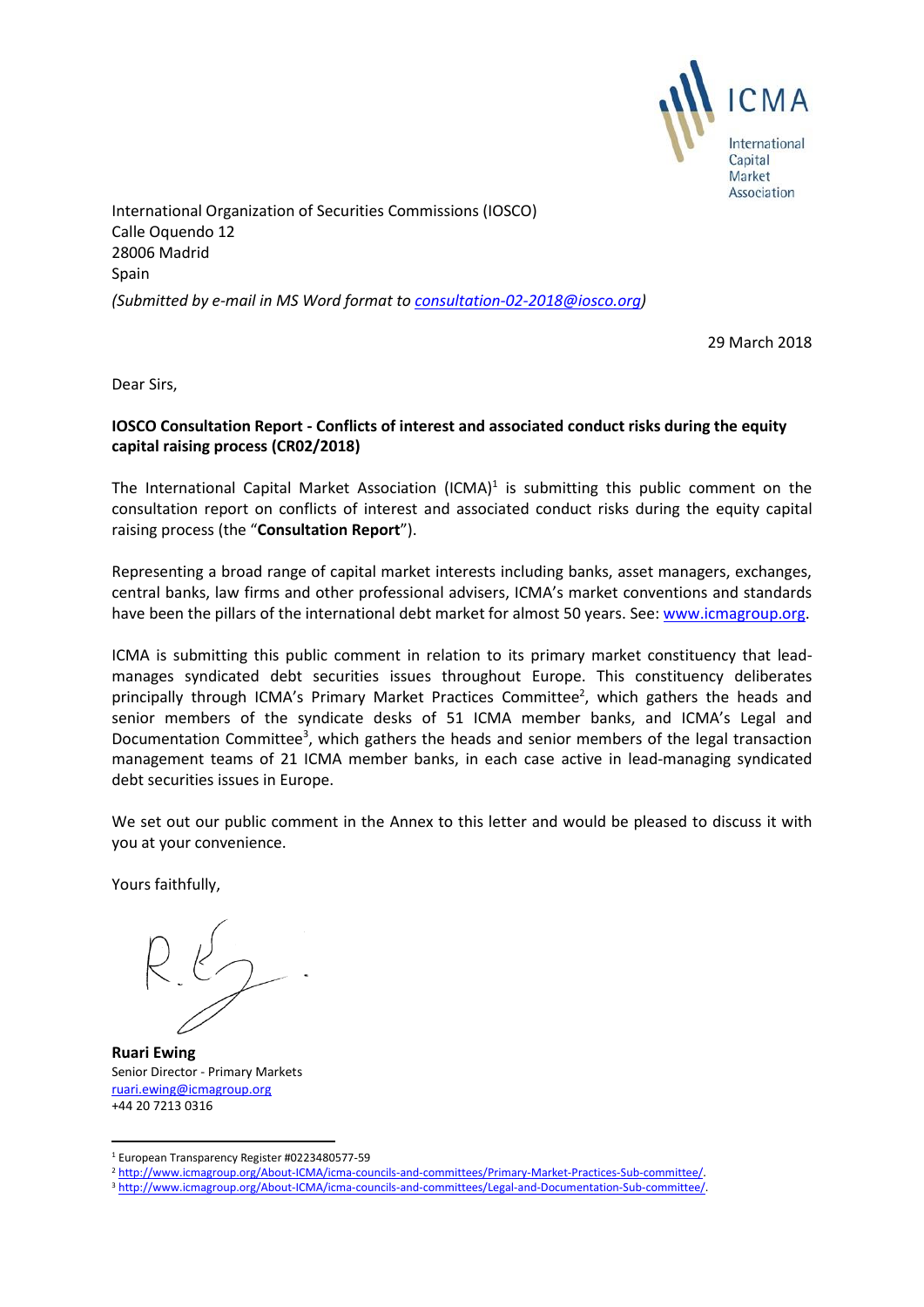ICMA
International Capital Market Association

International Organization of Securities Commissions (IOSCO)
Calle Oquendo 12
28006 Madrid
Spain

*(Submitted by e-mail in MS Word format to consultation-02-2018@iosco.org)*

29 March 2018

Dear Sirs,

**IOSCO Consultation Report - Conflicts of interest and associated conduct risks during the equity capital raising process (CR02/2018)**

The International Capital Market Association (ICMA)[1] is submitting this public comment on the consultation report on conflicts of interest and associated conduct risks during the equity capital raising process (the "**Consultation Report**").

Representing a broad range of capital market interests including banks, asset managers, exchanges, central banks, law firms and other professional advisers, ICMA's market conventions and standards have been the pillars of the international debt market for almost 50 years. See: www.icmagroup.org.

ICMA is submitting this public comment in relation to its primary market constituency that lead-manages syndicated debt securities issues throughout Europe. This constituency deliberates principally through ICMA's Primary Market Practices Committee[2], which gathers the heads and senior members of the syndicate desks of 51 ICMA member banks, and ICMA's Legal and Documentation Committee[3], which gathers the heads and senior members of the legal transaction management teams of 21 ICMA member banks, in each case active in lead-managing syndicated debt securities issues in Europe.

We set out our public comment in the Annex to this letter and would be pleased to discuss it with you at your convenience.

Yours faithfully,

**Ruari Ewing**
Senior Director - Primary Markets
ruari.ewing@icmagroup.org
+44 20 7213 0316

---

[1] European Transparency Register #0223480577-59

[2] http://www.icmagroup.org/About-ICMA/icma-councils-and-committees/Primary-Market-Practices-Sub-committee/.

[3] http://www.icmagroup.org/About-ICMA/icma-councils-and-committees/Legal-and-Documentation-Sub-committee/.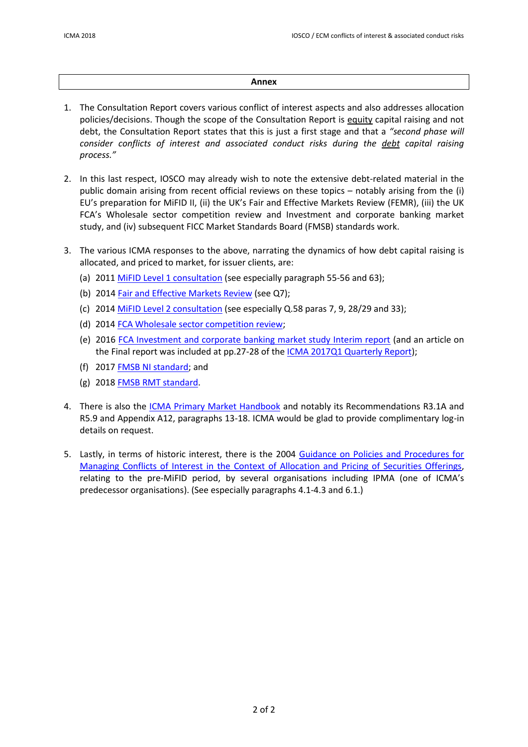## Annex

1. The Consultation Report covers various conflict of interest aspects and also addresses allocation policies/decisions. Though the scope of the Consultation Report is equity capital raising and not debt, the Consultation Report states that this is just a first stage and that a *"second phase will consider conflicts of interest and associated conduct risks during the debt capital raising process."*

2. In this last respect, IOSCO may already wish to note the extensive debt-related material in the public domain arising from recent official reviews on these topics – notably arising from the (i) EU's preparation for MiFID II, (ii) the UK's Fair and Effective Markets Review (FEMR), (iii) the UK FCA's Wholesale sector competition review and Investment and corporate banking market study, and (iv) subsequent FICC Market Standards Board (FMSB) standards work.

3. The various ICMA responses to the above, narrating the dynamics of how debt capital raising is allocated, and priced to market, for issuer clients, are:
   (a) 2011 MiFID Level 1 consultation (see especially paragraph 55-56 and 63);
   (b) 2014 Fair and Effective Markets Review (see Q7);
   (c) 2014 MiFID Level 2 consultation (see especially Q.58 paras 7, 9, 28/29 and 33);
   (d) 2014 FCA Wholesale sector competition review;
   (e) 2016 FCA Investment and corporate banking market study Interim report (and an article on the Final report was included at pp.27-28 of the ICMA 2017Q1 Quarterly Report);
   (f) 2017 FMSB NI standard; and
   (g) 2018 FMSB RMT standard.

4. There is also the ICMA Primary Market Handbook and notably its Recommendations R3.1A and R5.9 and Appendix A12, paragraphs 13-18. ICMA would be glad to provide complimentary log-in details on request.

5. Lastly, in terms of historic interest, there is the 2004 Guidance on Policies and Procedures for Managing Conflicts of Interest in the Context of Allocation and Pricing of Securities Offerings, relating to the pre-MiFID period, by several organisations including IPMA (one of ICMA's predecessor organisations). (See especially paragraphs 4.1-4.3 and 6.1.)